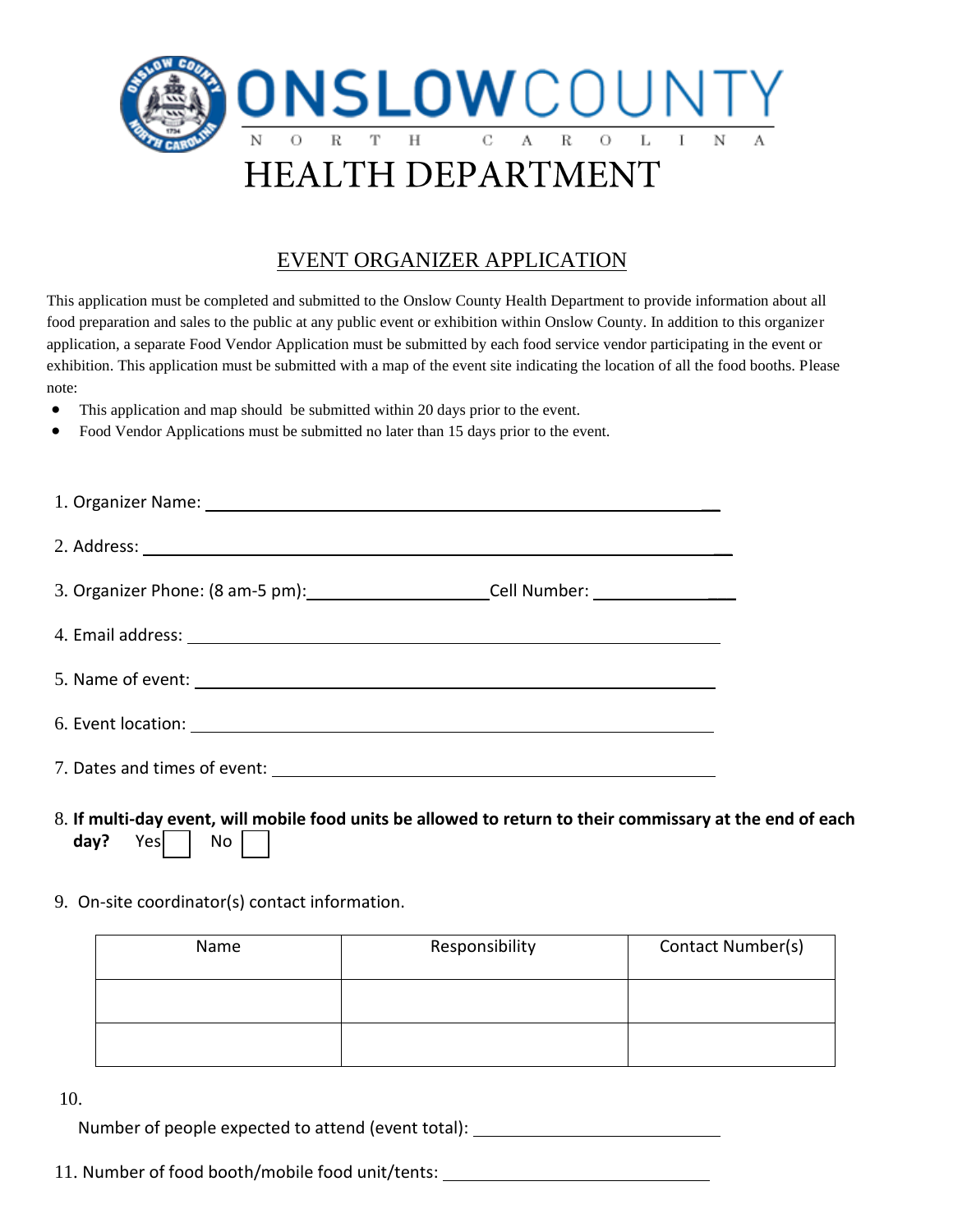# ONSLOWCOUNTY

NORTH CAROLINA

# HEALTH DEPARTMENT

## EVENT ORGANIZER APPLICATION

This application must be completed and submitted to the Onslow County Health Department to provide information about all food preparation and sales to the public at any public event or exhibition within Onslow County. In addition to this organizer application, a separate Food Vendor Application must be submitted by each food service vendor participating in the event or exhibition. This application must be submitted with a map of the event site indicating the location of all the food booths. Please note:

- This application and map should be submitted within 20 days prior to the event.
- Food Vendor Applications must be submitted no later than 15 days prior to the event.

1. Organizer Name: ______________________________

2. Address: ______________________________

3. Organizer Phone: (8 am-5 pm):____________________ Cell Number: ______________

4. Email address: ______________________________

5. Name of event: ______________________________

6. Event location: ______________________________

7. Dates and times of event: ______________________________

8. **If multi-day event, will mobile food units be allowed to return to their commissary at the end of each day?** Yes ☐ No ☐

9. On-site coordinator(s) contact information.

| Name | Responsibility | Contact Number(s) |
|---|---|---|
| | | |
| | | |

10. Number of people expected to attend (event total): ______________________

11. Number of food booth/mobile food unit/tents: ______________________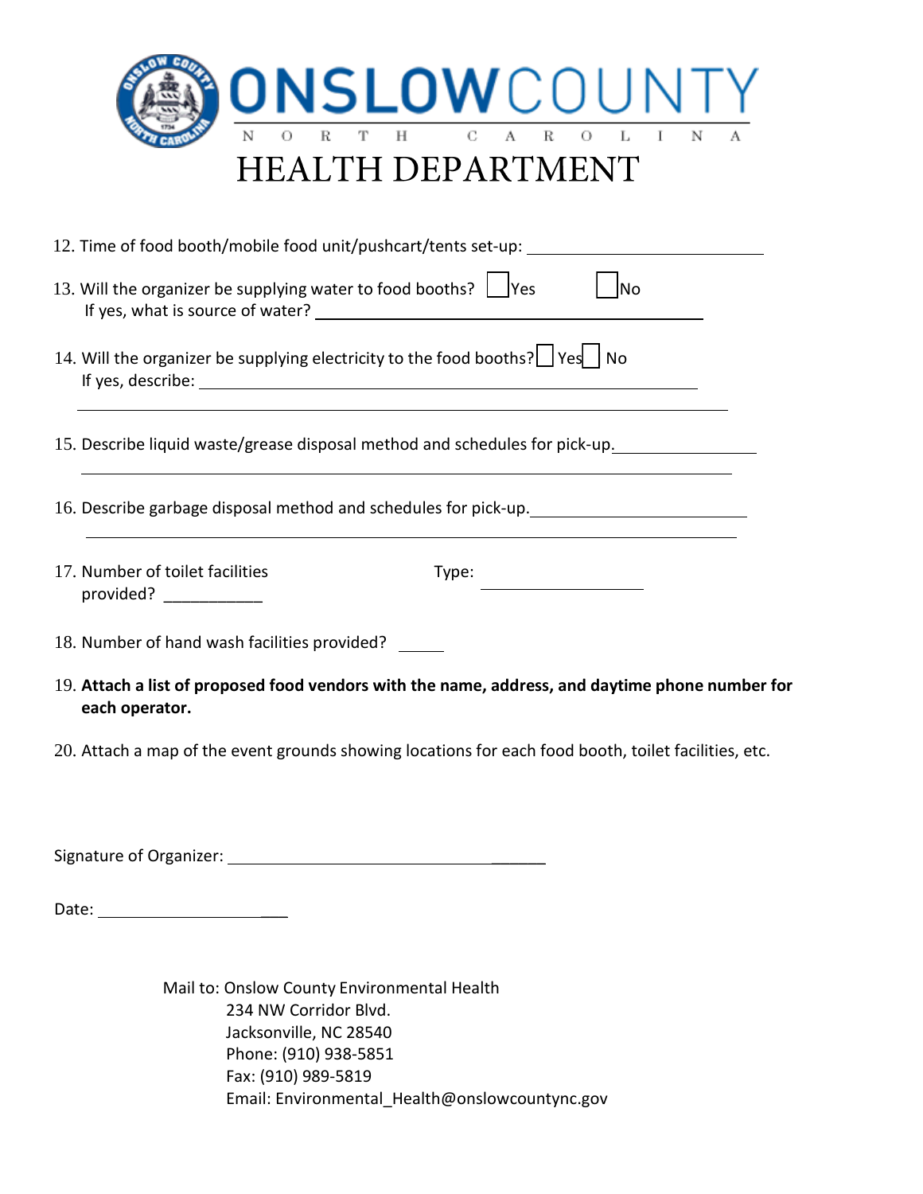# ONSLOW COUNTY

NORTH CAROLINA

# HEALTH DEPARTMENT

12. Time of food booth/mobile food unit/pushcart/tents set-up: ______________________

13. Will the organizer be supplying water to food booths? ☐ Yes ☐ No
    If yes, what is source of water? ______________________

14. Will the organizer be supplying electricity to the food booths? ☐ Yes ☐ No
    If yes, describe: ______________________

15. Describe liquid waste/grease disposal method and schedules for pick-up. ______________________

16. Describe garbage disposal method and schedules for pick-up. ______________________

17. Number of toilet facilities provided? ___________ Type: ______________________

18. Number of hand wash facilities provided? _____

19. **Attach a list of proposed food vendors with the name, address, and daytime phone number for each operator.**

20. Attach a map of the event grounds showing locations for each food booth, toilet facilities, etc.

Signature of Organizer: ______________________

Date: ______________________

Mail to: Onslow County Environmental Health
234 NW Corridor Blvd.
Jacksonville, NC 28540
Phone: (910) 938-5851
Fax: (910) 989-5819
Email: Environmental_Health@onslowcountync.gov